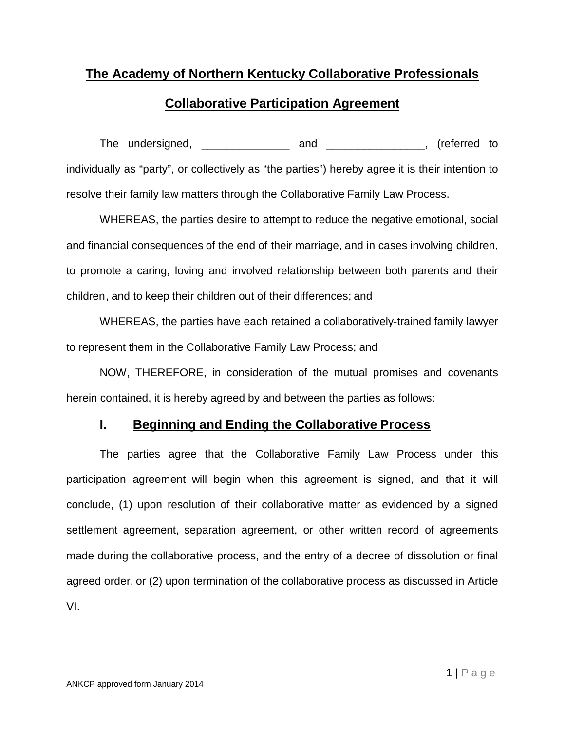# The Academy of Northern Kentucky Collaborative Professionals

## Collaborative Participation Agreement

The undersigned, ______________ and ________________, (referred to individually as "party", or collectively as "the parties") hereby agree it is their intention to resolve their family law matters through the Collaborative Family Law Process.

WHEREAS, the parties desire to attempt to reduce the negative emotional, social and financial consequences of the end of their marriage, and in cases involving children, to promote a caring, loving and involved relationship between both parents and their children, and to keep their children out of their differences; and

WHEREAS, the parties have each retained a collaboratively-trained family lawyer to represent them in the Collaborative Family Law Process; and

NOW, THEREFORE, in consideration of the mutual promises and covenants herein contained, it is hereby agreed by and between the parties as follows:

### I. Beginning and Ending the Collaborative Process

The parties agree that the Collaborative Family Law Process under this participation agreement will begin when this agreement is signed, and that it will conclude, (1) upon resolution of their collaborative matter as evidenced by a signed settlement agreement, separation agreement, or other written record of agreements made during the collaborative process, and the entry of a decree of dissolution or final agreed order, or (2) upon termination of the collaborative process as discussed in Article VI.

ANKCP approved form January 2014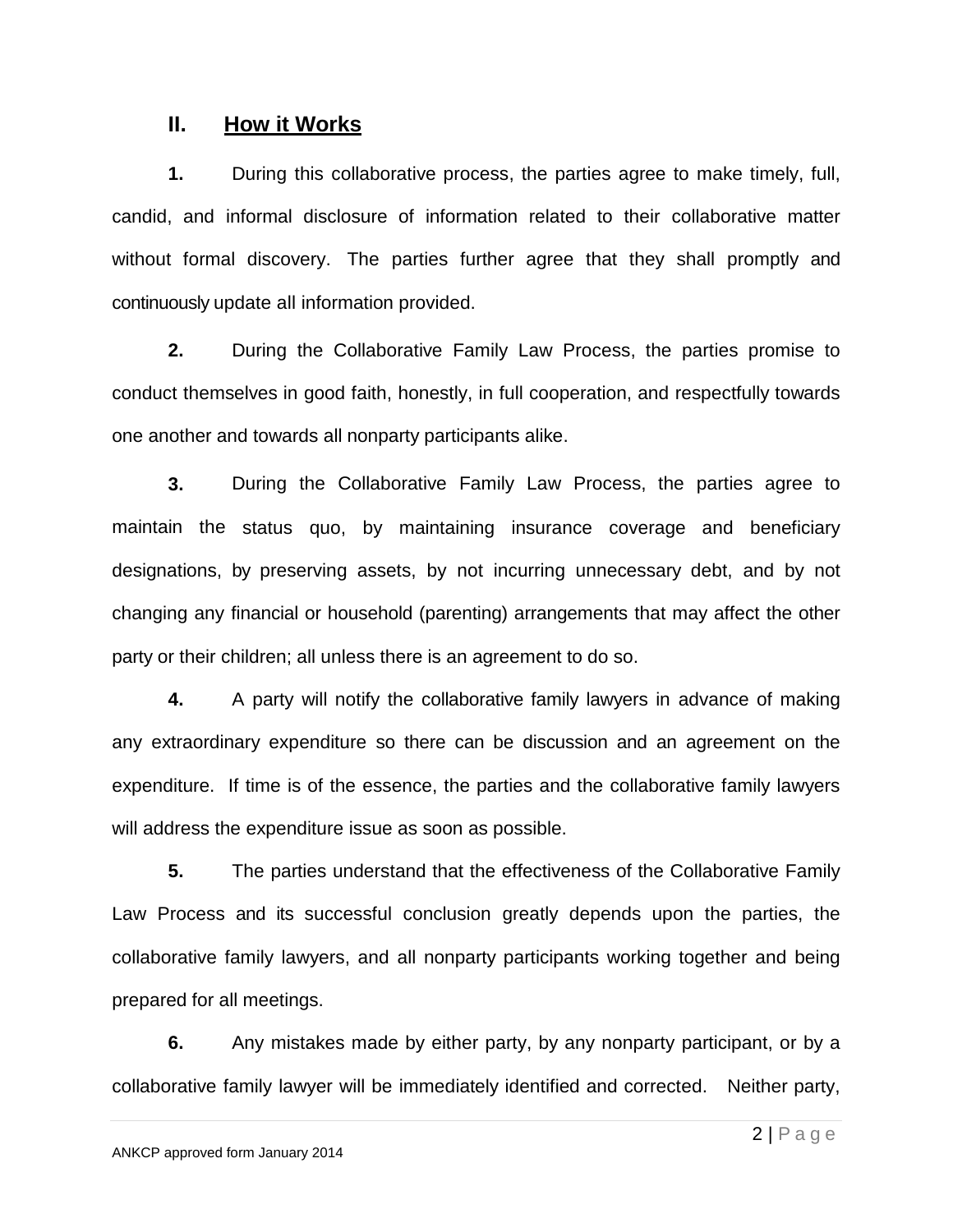## II. How it Works

**1.** During this collaborative process, the parties agree to make timely, full, candid, and informal disclosure of information related to their collaborative matter without formal discovery. The parties further agree that they shall promptly and continuously update all information provided.

**2.** During the Collaborative Family Law Process, the parties promise to conduct themselves in good faith, honestly, in full cooperation, and respectfully towards one another and towards all nonparty participants alike.

**3.** During the Collaborative Family Law Process, the parties agree to maintain the status quo, by maintaining insurance coverage and beneficiary designations, by preserving assets, by not incurring unnecessary debt, and by not changing any financial or household (parenting) arrangements that may affect the other party or their children; all unless there is an agreement to do so.

**4.** A party will notify the collaborative family lawyers in advance of making any extraordinary expenditure so there can be discussion and an agreement on the expenditure. If time is of the essence, the parties and the collaborative family lawyers will address the expenditure issue as soon as possible.

**5.** The parties understand that the effectiveness of the Collaborative Family Law Process and its successful conclusion greatly depends upon the parties, the collaborative family lawyers, and all nonparty participants working together and being prepared for all meetings.

**6.** Any mistakes made by either party, by any nonparty participant, or by a collaborative family lawyer will be immediately identified and corrected. Neither party,

ANKCP approved form January 2014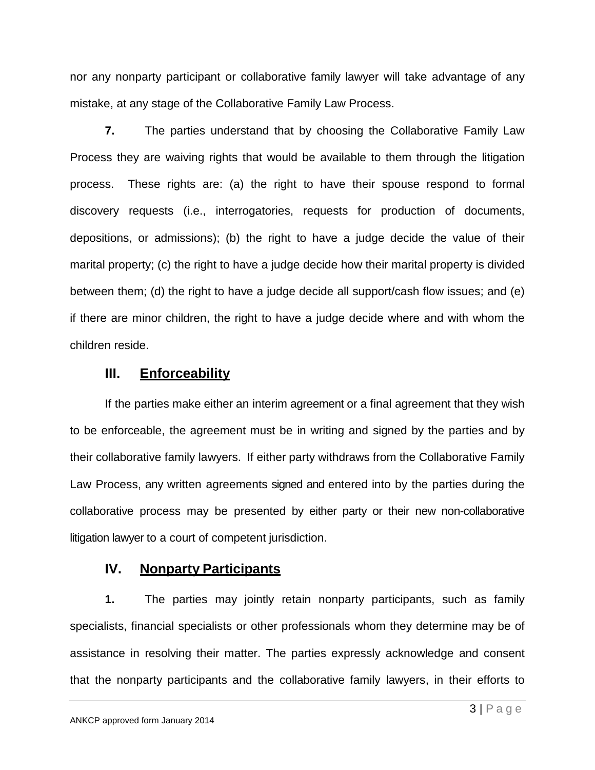nor any nonparty participant or collaborative family lawyer will take advantage of any mistake, at any stage of the Collaborative Family Law Process.

**7.** The parties understand that by choosing the Collaborative Family Law Process they are waiving rights that would be available to them through the litigation process. These rights are: (a) the right to have their spouse respond to formal discovery requests (i.e., interrogatories, requests for production of documents, depositions, or admissions); (b) the right to have a judge decide the value of their marital property; (c) the right to have a judge decide how their marital property is divided between them; (d) the right to have a judge decide all support/cash flow issues; and (e) if there are minor children, the right to have a judge decide where and with whom the children reside.

## III. Enforceability

If the parties make either an interim agreement or a final agreement that they wish to be enforceable, the agreement must be in writing and signed by the parties and by their collaborative family lawyers. If either party withdraws from the Collaborative Family Law Process, any written agreements signed and entered into by the parties during the collaborative process may be presented by either party or their new non-collaborative litigation lawyer to a court of competent jurisdiction.

## IV. Nonparty Participants

**1.** The parties may jointly retain nonparty participants, such as family specialists, financial specialists or other professionals whom they determine may be of assistance in resolving their matter. The parties expressly acknowledge and consent that the nonparty participants and the collaborative family lawyers, in their efforts to

ANKCP approved form January 2014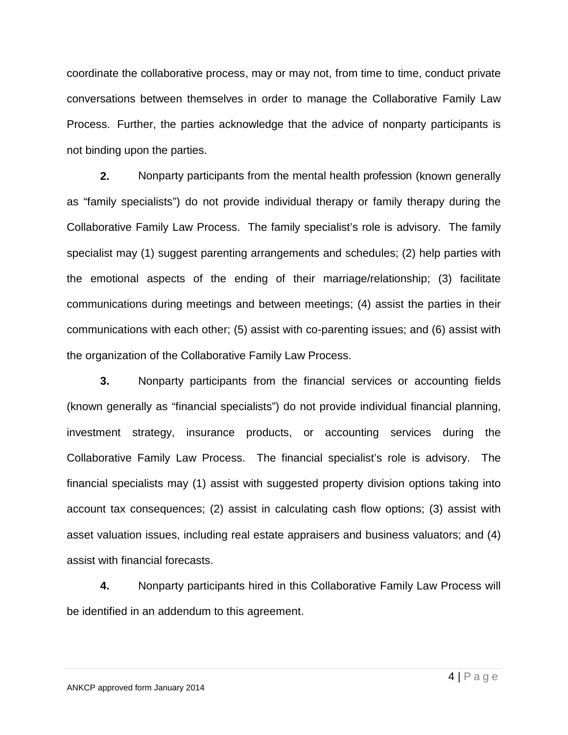coordinate the collaborative process, may or may not, from time to time, conduct private conversations between themselves in order to manage the Collaborative Family Law Process. Further, the parties acknowledge that the advice of nonparty participants is not binding upon the parties.

**2.** Nonparty participants from the mental health profession (known generally as "family specialists") do not provide individual therapy or family therapy during the Collaborative Family Law Process. The family specialist's role is advisory. The family specialist may (1) suggest parenting arrangements and schedules; (2) help parties with the emotional aspects of the ending of their marriage/relationship; (3) facilitate communications during meetings and between meetings; (4) assist the parties in their communications with each other; (5) assist with co-parenting issues; and (6) assist with the organization of the Collaborative Family Law Process.

**3.** Nonparty participants from the financial services or accounting fields (known generally as "financial specialists") do not provide individual financial planning, investment strategy, insurance products, or accounting services during the Collaborative Family Law Process. The financial specialist's role is advisory. The financial specialists may (1) assist with suggested property division options taking into account tax consequences; (2) assist in calculating cash flow options; (3) assist with asset valuation issues, including real estate appraisers and business valuators; and (4) assist with financial forecasts.

**4.** Nonparty participants hired in this Collaborative Family Law Process will be identified in an addendum to this agreement.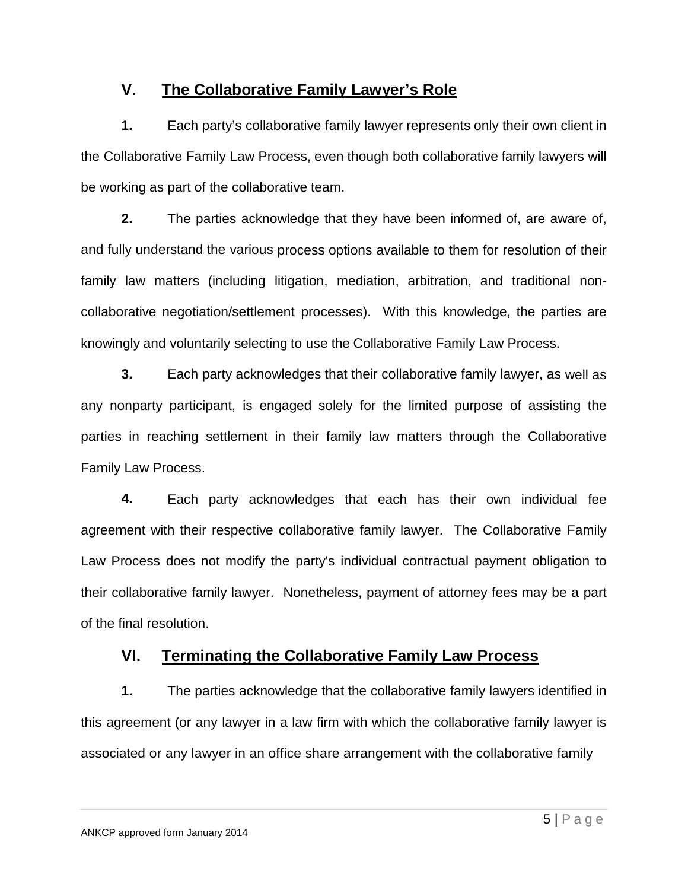## V. The Collaborative Family Lawyer's Role

**1.** Each party's collaborative family lawyer represents only their own client in the Collaborative Family Law Process, even though both collaborative family lawyers will be working as part of the collaborative team.

**2.** The parties acknowledge that they have been informed of, are aware of, and fully understand the various process options available to them for resolution of their family law matters (including litigation, mediation, arbitration, and traditional non-collaborative negotiation/settlement processes). With this knowledge, the parties are knowingly and voluntarily selecting to use the Collaborative Family Law Process.

**3.** Each party acknowledges that their collaborative family lawyer, as well as any nonparty participant, is engaged solely for the limited purpose of assisting the parties in reaching settlement in their family law matters through the Collaborative Family Law Process.

**4.** Each party acknowledges that each has their own individual fee agreement with their respective collaborative family lawyer. The Collaborative Family Law Process does not modify the party's individual contractual payment obligation to their collaborative family lawyer. Nonetheless, payment of attorney fees may be a part of the final resolution.

## VI. Terminating the Collaborative Family Law Process

**1.** The parties acknowledge that the collaborative family lawyers identified in this agreement (or any lawyer in a law firm with which the collaborative family lawyer is associated or any lawyer in an office share arrangement with the collaborative family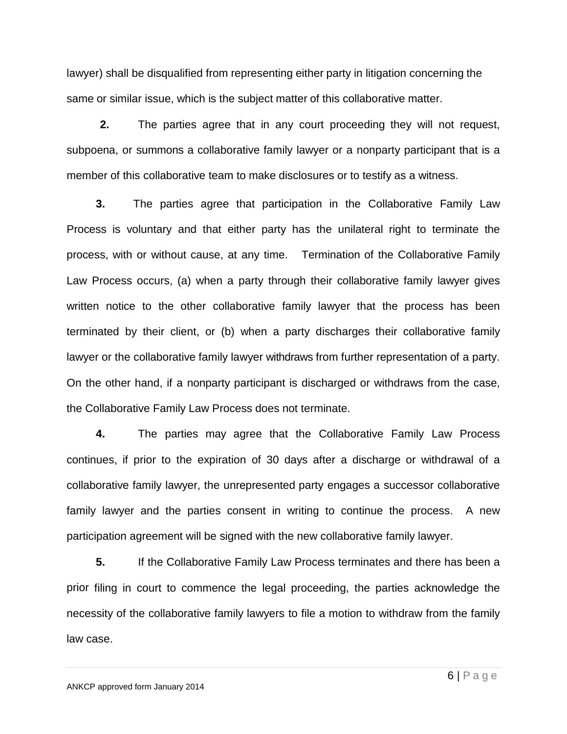lawyer) shall be disqualified from representing either party in litigation concerning the same or similar issue, which is the subject matter of this collaborative matter.

**2.** The parties agree that in any court proceeding they will not request, subpoena, or summons a collaborative family lawyer or a nonparty participant that is a member of this collaborative team to make disclosures or to testify as a witness.

**3.** The parties agree that participation in the Collaborative Family Law Process is voluntary and that either party has the unilateral right to terminate the process, with or without cause, at any time. Termination of the Collaborative Family Law Process occurs, (a) when a party through their collaborative family lawyer gives written notice to the other collaborative family lawyer that the process has been terminated by their client, or (b) when a party discharges their collaborative family lawyer or the collaborative family lawyer withdraws from further representation of a party. On the other hand, if a nonparty participant is discharged or withdraws from the case, the Collaborative Family Law Process does not terminate.

**4.** The parties may agree that the Collaborative Family Law Process continues, if prior to the expiration of 30 days after a discharge or withdrawal of a collaborative family lawyer, the unrepresented party engages a successor collaborative family lawyer and the parties consent in writing to continue the process. A new participation agreement will be signed with the new collaborative family lawyer.

**5.** If the Collaborative Family Law Process terminates and there has been a prior filing in court to commence the legal proceeding, the parties acknowledge the necessity of the collaborative family lawyers to file a motion to withdraw from the family law case.

ANKCP approved form January 2014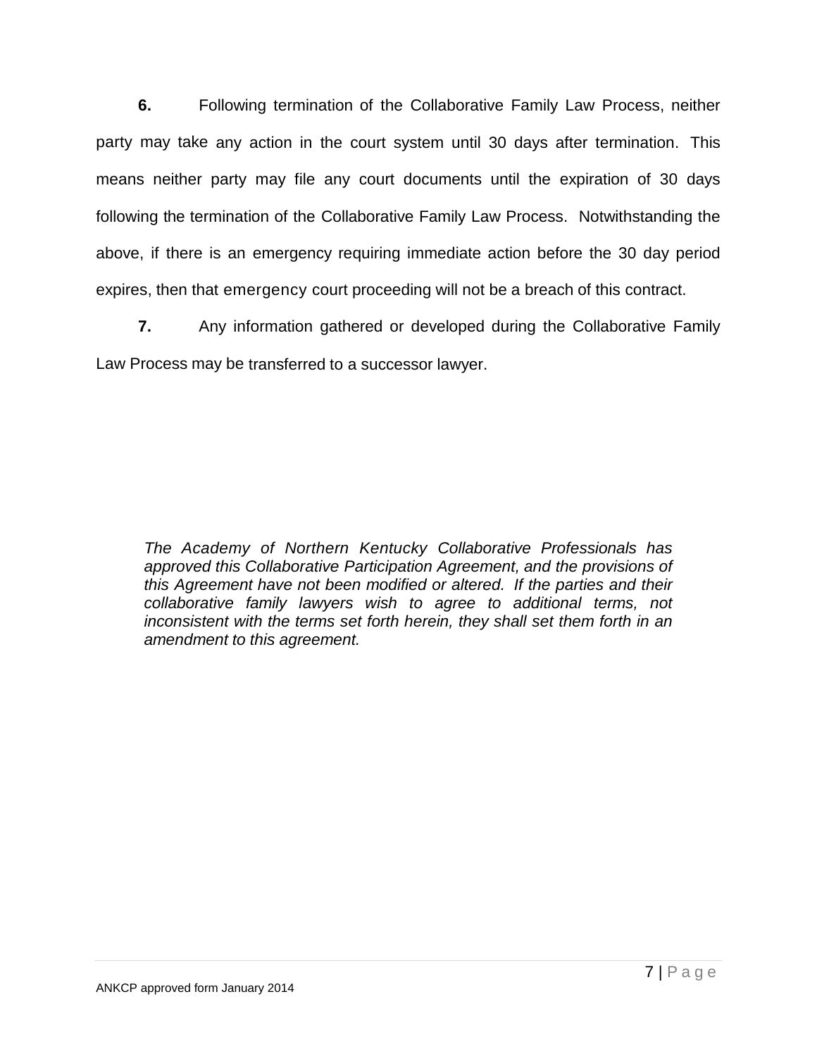**6.** Following termination of the Collaborative Family Law Process, neither party may take any action in the court system until 30 days after termination. This means neither party may file any court documents until the expiration of 30 days following the termination of the Collaborative Family Law Process. Notwithstanding the above, if there is an emergency requiring immediate action before the 30 day period expires, then that emergency court proceeding will not be a breach of this contract.

**7.** Any information gathered or developed during the Collaborative Family Law Process may be transferred to a successor lawyer.

*The Academy of Northern Kentucky Collaborative Professionals has approved this Collaborative Participation Agreement, and the provisions of this Agreement have not been modified or altered. If the parties and their collaborative family lawyers wish to agree to additional terms, not inconsistent with the terms set forth herein, they shall set them forth in an amendment to this agreement.*

ANKCP approved form January 2014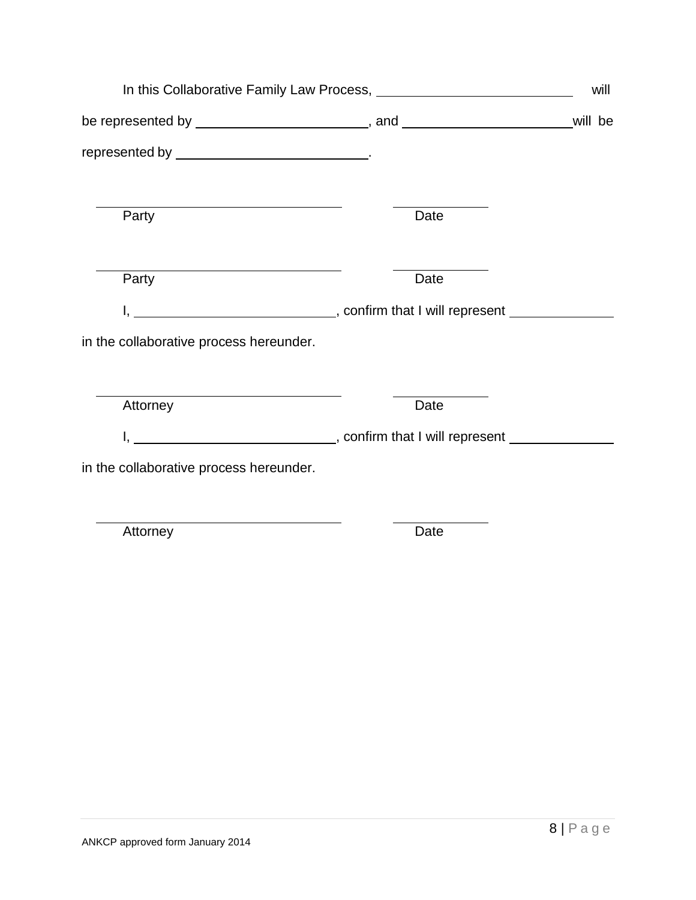In this Collaborative Family Law Process, ______________________________ will be represented by __________________________, and __________________________ will be represented by ____________________________.

______________________________________ ______________

Party Date

______________________________________ ______________

Party Date

I, ______________________________, confirm that I will represent ________________ in the collaborative process hereunder.

______________________________________ ______________

Attorney Date

I, ______________________________, confirm that I will represent ________________ in the collaborative process hereunder.

______________________________________ ______________

Attorney Date

ANKCP approved form January 2014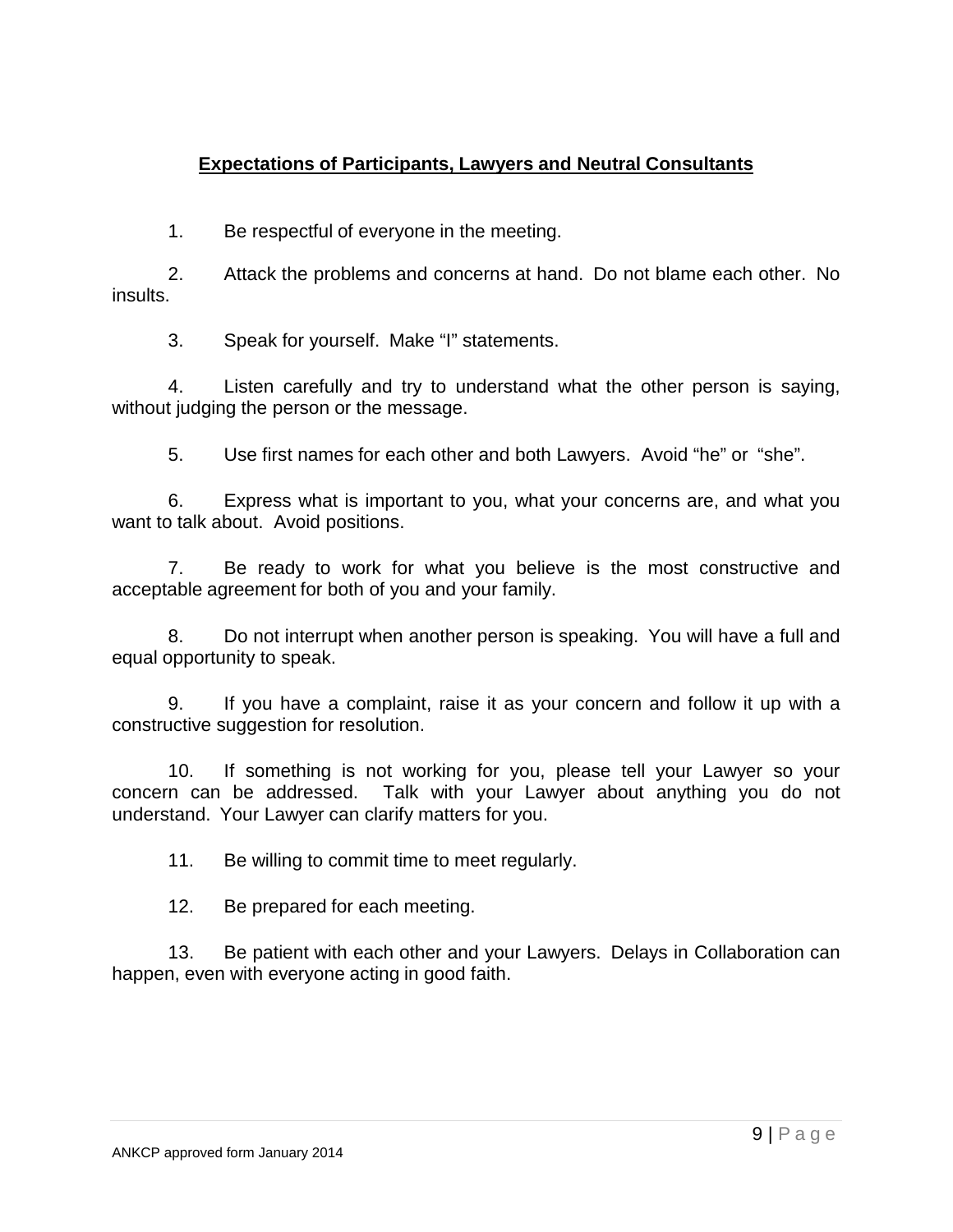## Expectations of Participants, Lawyers and Neutral Consultants

1. Be respectful of everyone in the meeting.

2. Attack the problems and concerns at hand. Do not blame each other. No insults.

3. Speak for yourself. Make "I" statements.

4. Listen carefully and try to understand what the other person is saying, without judging the person or the message.

5. Use first names for each other and both Lawyers. Avoid "he" or "she".

6. Express what is important to you, what your concerns are, and what you want to talk about. Avoid positions.

7. Be ready to work for what you believe is the most constructive and acceptable agreement for both of you and your family.

8. Do not interrupt when another person is speaking. You will have a full and equal opportunity to speak.

9. If you have a complaint, raise it as your concern and follow it up with a constructive suggestion for resolution.

10. If something is not working for you, please tell your Lawyer so your concern can be addressed. Talk with your Lawyer about anything you do not understand. Your Lawyer can clarify matters for you.

11. Be willing to commit time to meet regularly.

12. Be prepared for each meeting.

13. Be patient with each other and your Lawyers. Delays in Collaboration can happen, even with everyone acting in good faith.

ANKCP approved form January 2014